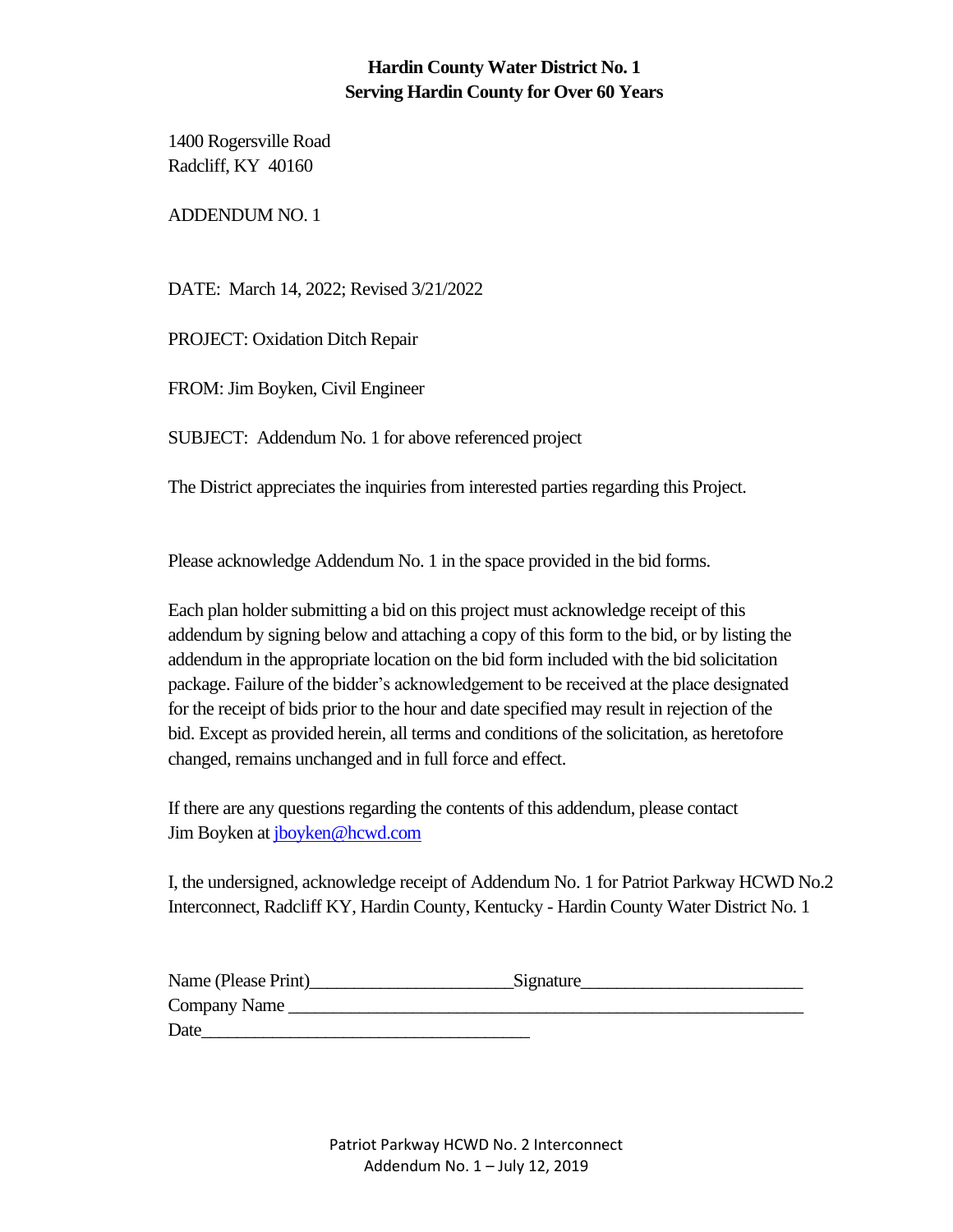**Hardin County Water District No. 1**
**Serving Hardin County for Over 60 Years**

1400 Rogersville Road
Radcliff, KY 40160

ADDENDUM NO. 1

DATE: March 14, 2022; Revised 3/21/2022

PROJECT: Oxidation Ditch Repair

FROM: Jim Boyken, Civil Engineer

SUBJECT: Addendum No. 1 for above referenced project

The District appreciates the inquiries from interested parties regarding this Project.

Please acknowledge Addendum No. 1 in the space provided in the bid forms.

Each plan holder submitting a bid on this project must acknowledge receipt of this addendum by signing below and attaching a copy of this form to the bid, or by listing the addendum in the appropriate location on the bid form included with the bid solicitation package. Failure of the bidder's acknowledgement to be received at the place designated for the receipt of bids prior to the hour and date specified may result in rejection of the bid. Except as provided herein, all terms and conditions of the solicitation, as heretofore changed, remains unchanged and in full force and effect.

If there are any questions regarding the contents of this addendum, please contact Jim Boyken at jboyken@hcwd.com

I, the undersigned, acknowledge receipt of Addendum No. 1 for Patriot Parkway HCWD No.2 Interconnect, Radcliff KY, Hardin County, Kentucky - Hardin County Water District No. 1

Name (Please Print)______________________ Signature________________________
Company Name ________________________________________________________
Date___________________________________

Patriot Parkway HCWD No. 2 Interconnect
Addendum No. 1 – July 12, 2019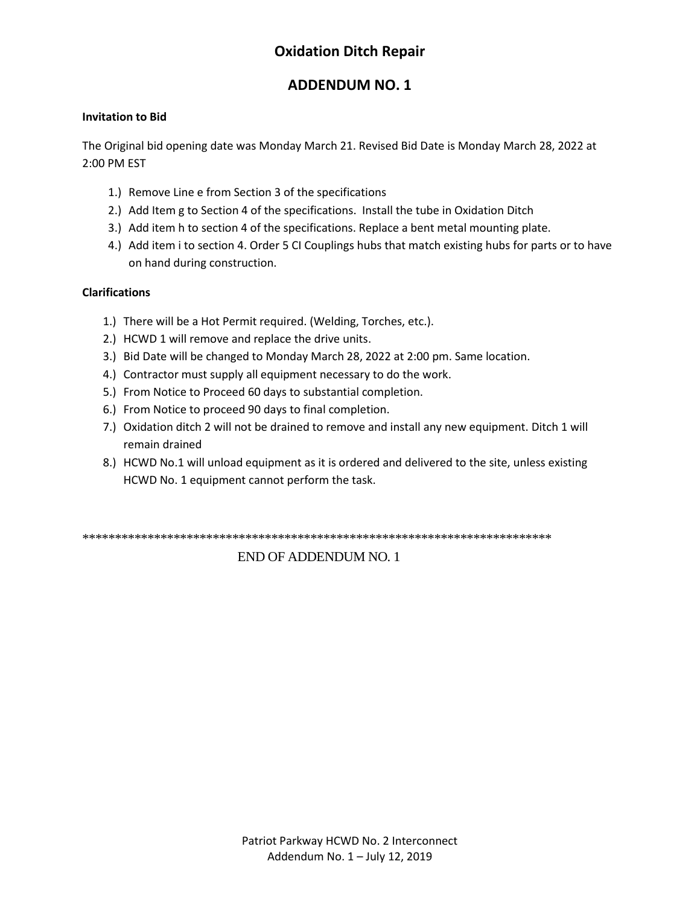# Oxidation Ditch Repair

## ADDENDUM NO. 1

**Invitation to Bid**

The Original bid opening date was Monday March 21. Revised Bid Date is Monday March 28, 2022 at 2:00 PM EST

1.) Remove Line e from Section 3 of the specifications
2.) Add Item g to Section 4 of the specifications. Install the tube in Oxidation Ditch
3.) Add item h to section 4 of the specifications. Replace a bent metal mounting plate.
4.) Add item i to section 4. Order 5 CI Couplings hubs that match existing hubs for parts or to have on hand during construction.

**Clarifications**

1.) There will be a Hot Permit required. (Welding, Torches, etc.).
2.) HCWD 1 will remove and replace the drive units.
3.) Bid Date will be changed to Monday March 28, 2022 at 2:00 pm. Same location.
4.) Contractor must supply all equipment necessary to do the work.
5.) From Notice to Proceed 60 days to substantial completion.
6.) From Notice to proceed 90 days to final completion.
7.) Oxidation ditch 2 will not be drained to remove and install any new equipment. Ditch 1 will remain drained
8.) HCWD No.1 will unload equipment as it is ordered and delivered to the site, unless existing HCWD No. 1 equipment cannot perform the task.

****************************************************************************

END OF ADDENDUM NO. 1